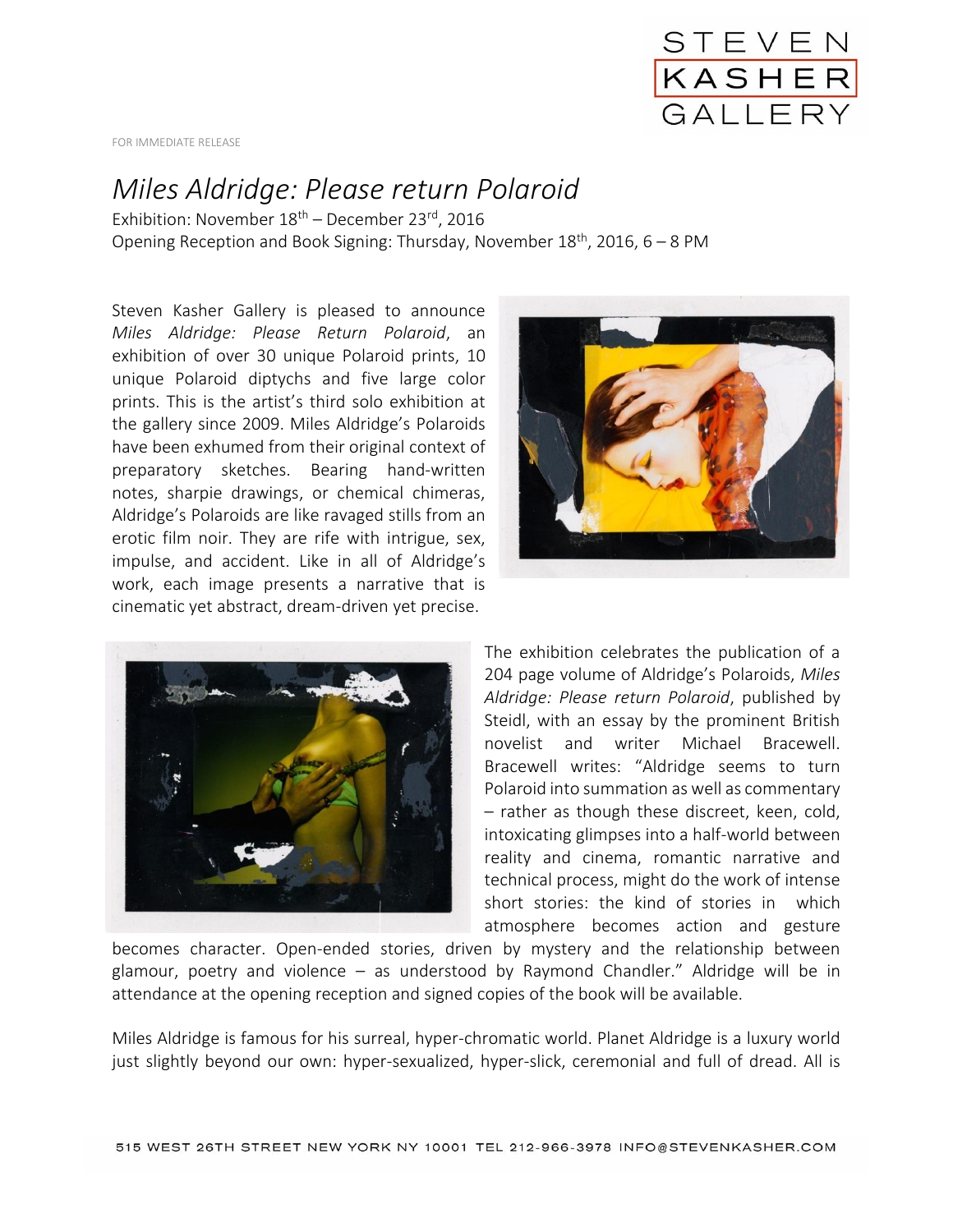STEVEN KASHER GALLERY

FOR IMMEDIATE RELEASE

# *Miles Aldridge: Please return Polaroid*

Exhibition: November 18th – December 23rd, 2016
Opening Reception and Book Signing: Thursday, November 18th, 2016, 6 – 8 PM

Steven Kasher Gallery is pleased to announce *Miles Aldridge: Please Return Polaroid*, an exhibition of over 30 unique Polaroid prints, 10 unique Polaroid diptychs and five large color prints. This is the artist's third solo exhibition at the gallery since 2009. Miles Aldridge's Polaroids have been exhumed from their original context of preparatory sketches. Bearing hand-written notes, sharpie drawings, or chemical chimeras, Aldridge's Polaroids are like ravaged stills from an erotic film noir. They are rife with intrigue, sex, impulse, and accident. Like in all of Aldridge's work, each image presents a narrative that is cinematic yet abstract, dream-driven yet precise.

The exhibition celebrates the publication of a 204 page volume of Aldridge's Polaroids, *Miles Aldridge: Please return Polaroid*, published by Steidl, with an essay by the prominent British novelist and writer Michael Bracewell. Bracewell writes: "Aldridge seems to turn Polaroid into summation as well as commentary – rather as though these discreet, keen, cold, intoxicating glimpses into a half-world between reality and cinema, romantic narrative and technical process, might do the work of intense short stories: the kind of stories in which atmosphere becomes action and gesture becomes character. Open-ended stories, driven by mystery and the relationship between glamour, poetry and violence – as understood by Raymond Chandler." Aldridge will be in attendance at the opening reception and signed copies of the book will be available.

Miles Aldridge is famous for his surreal, hyper-chromatic world. Planet Aldridge is a luxury world just slightly beyond our own: hyper-sexualized, hyper-slick, ceremonial and full of dread. All is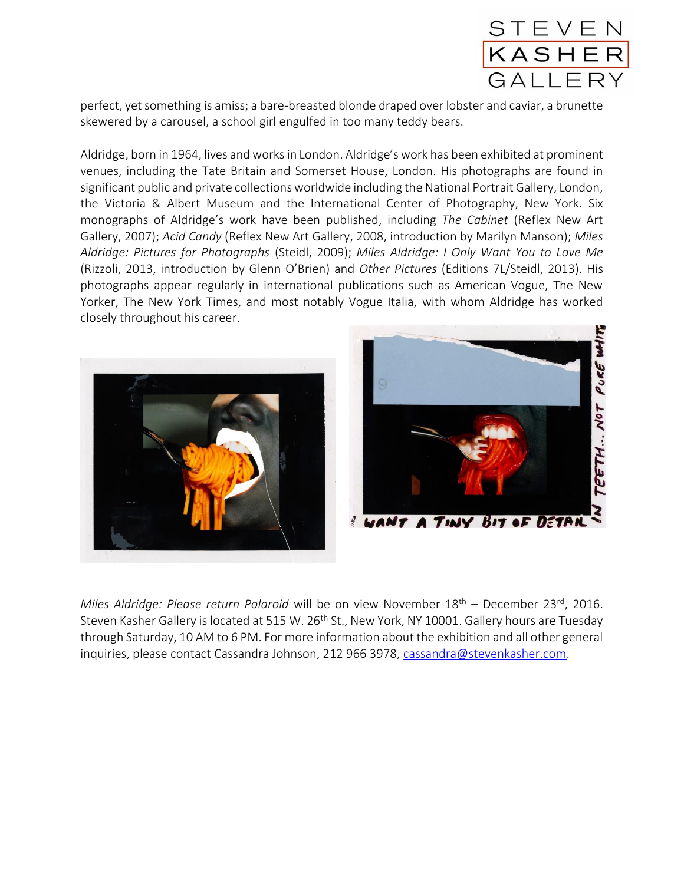perfect, yet something is amiss; a bare-breasted blonde draped over lobster and caviar, a brunette skewered by a carousel, a school girl engulfed in too many teddy bears.

Aldridge, born in 1964, lives and works in London. Aldridge's work has been exhibited at prominent venues, including the Tate Britain and Somerset House, London. His photographs are found in significant public and private collections worldwide including the National Portrait Gallery, London, the Victoria & Albert Museum and the International Center of Photography, New York. Six monographs of Aldridge's work have been published, including *The Cabinet* (Reflex New Art Gallery, 2007); *Acid Candy* (Reflex New Art Gallery, 2008, introduction by Marilyn Manson); *Miles Aldridge: Pictures for Photographs* (Steidl, 2009); *Miles Aldridge: I Only Want You to Love Me* (Rizzoli, 2013, introduction by Glenn O'Brien) and *Other Pictures* (Editions 7L/Steidl, 2013). His photographs appear regularly in international publications such as American Vogue, The New Yorker, The New York Times, and most notably Vogue Italia, with whom Aldridge has worked closely throughout his career.

*Miles Aldridge: Please return Polaroid* will be on view November 18th – December 23rd, 2016. Steven Kasher Gallery is located at 515 W. 26th St., New York, NY 10001. Gallery hours are Tuesday through Saturday, 10 AM to 6 PM. For more information about the exhibition and all other general inquiries, please contact Cassandra Johnson, 212 966 3978, cassandra@stevenkasher.com.